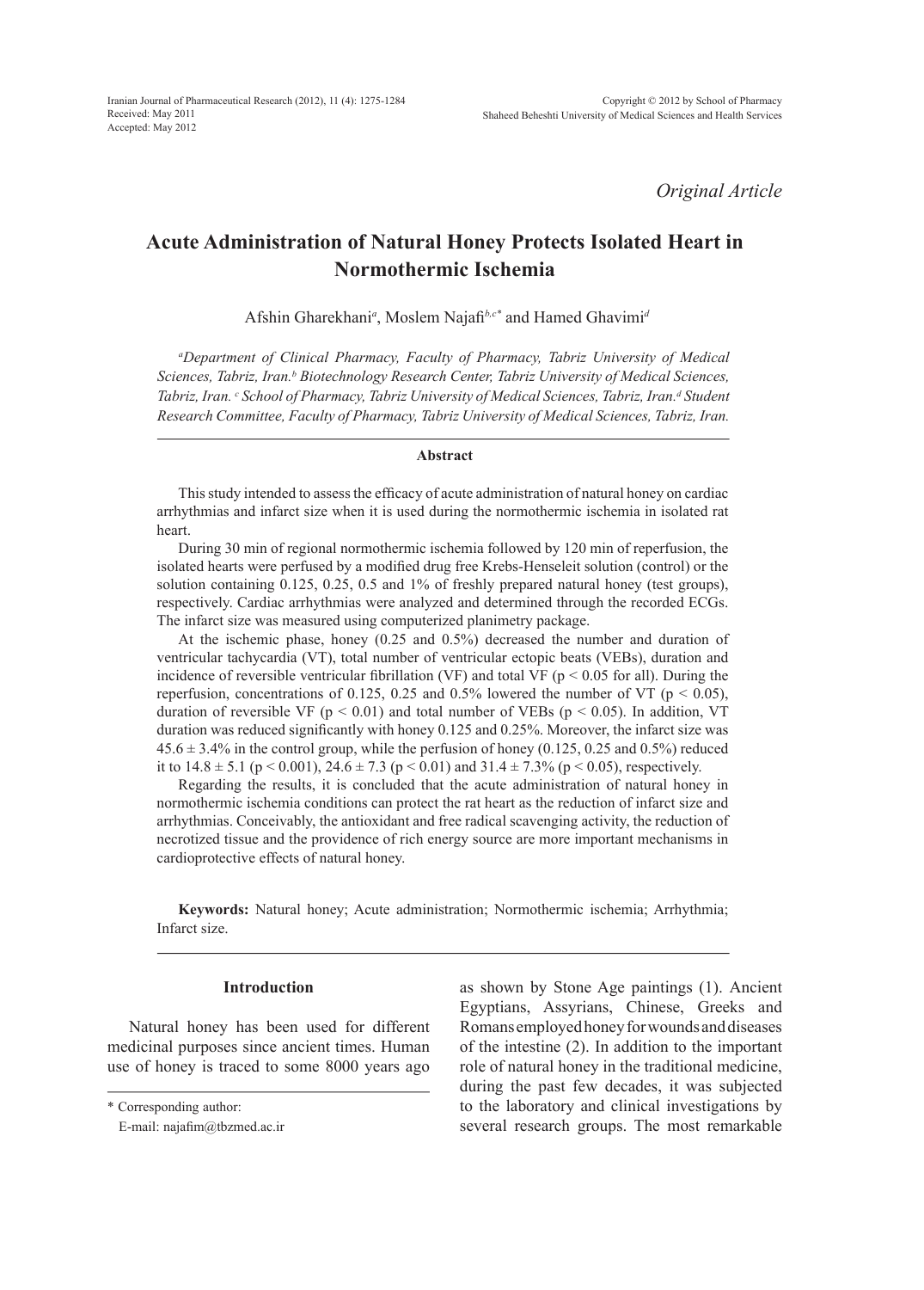*Original Article*

# Acute Administration of Natural Honey Protects Isolated Heart in Normothermic Ischemia

Afshin Gharekhani[a], Moslem Najafi[b,c*] and Hamed Ghavimi[d]

*[a]Department of Clinical Pharmacy, Faculty of Pharmacy, Tabriz University of Medical Sciences, Tabriz, Iran.[b] Biotechnology Research Center, Tabriz University of Medical Sciences, Tabriz, Iran.[c] School of Pharmacy, Tabriz University of Medical Sciences, Tabriz, Iran.[d] Student Research Committee, Faculty of Pharmacy, Tabriz University of Medical Sciences, Tabriz, Iran.*

## Abstract

This study intended to assess the efficacy of acute administration of natural honey on cardiac arrhythmias and infarct size when it is used during the normothermic ischemia in isolated rat heart.

During 30 min of regional normothermic ischemia followed by 120 min of reperfusion, the isolated hearts were perfused by a modified drug free Krebs-Henseleit solution (control) or the solution containing 0.125, 0.25, 0.5 and 1% of freshly prepared natural honey (test groups), respectively. Cardiac arrhythmias were analyzed and determined through the recorded ECGs. The infarct size was measured using computerized planimetry package.

At the ischemic phase, honey (0.25 and 0.5%) decreased the number and duration of ventricular tachycardia (VT), total number of ventricular ectopic beats (VEBs), duration and incidence of reversible ventricular fibrillation (VF) and total VF ($p < 0.05$ for all). During the reperfusion, concentrations of 0.125, 0.25 and 0.5% lowered the number of VT ($p < 0.05$), duration of reversible VF ($p < 0.01$) and total number of VEBs ($p < 0.05$). In addition, VT duration was reduced significantly with honey 0.125 and 0.25%. Moreover, the infarct size was $45.6 \pm 3.4\%$ in the control group, while the perfusion of honey (0.125, 0.25 and 0.5%) reduced it to $14.8 \pm 5.1$ ($p < 0.001$), $24.6 \pm 7.3$ ($p < 0.01$) and $31.4 \pm 7.3\%$ ($p < 0.05$), respectively.

Regarding the results, it is concluded that the acute administration of natural honey in normothermic ischemia conditions can protect the rat heart as the reduction of infarct size and arrhythmias. Conceivably, the antioxidant and free radical scavenging activity, the reduction of necrotized tissue and the providence of rich energy source are more important mechanisms in cardioprotective effects of natural honey.

**Keywords:** Natural honey; Acute administration; Normothermic ischemia; Arrhythmia; Infarct size.

## Introduction

Natural honey has been used for different medicinal purposes since ancient times. Human use of honey is traced to some 8000 years ago as shown by Stone Age paintings (1). Ancient Egyptians, Assyrians, Chinese, Greeks and Romans employed honey for wounds and diseases of the intestine (2). In addition to the important role of natural honey in the traditional medicine, during the past few decades, it was subjected to the laboratory and clinical investigations by several research groups. The most remarkable

\* Corresponding author:

E-mail: najafim@tbzmed.ac.ir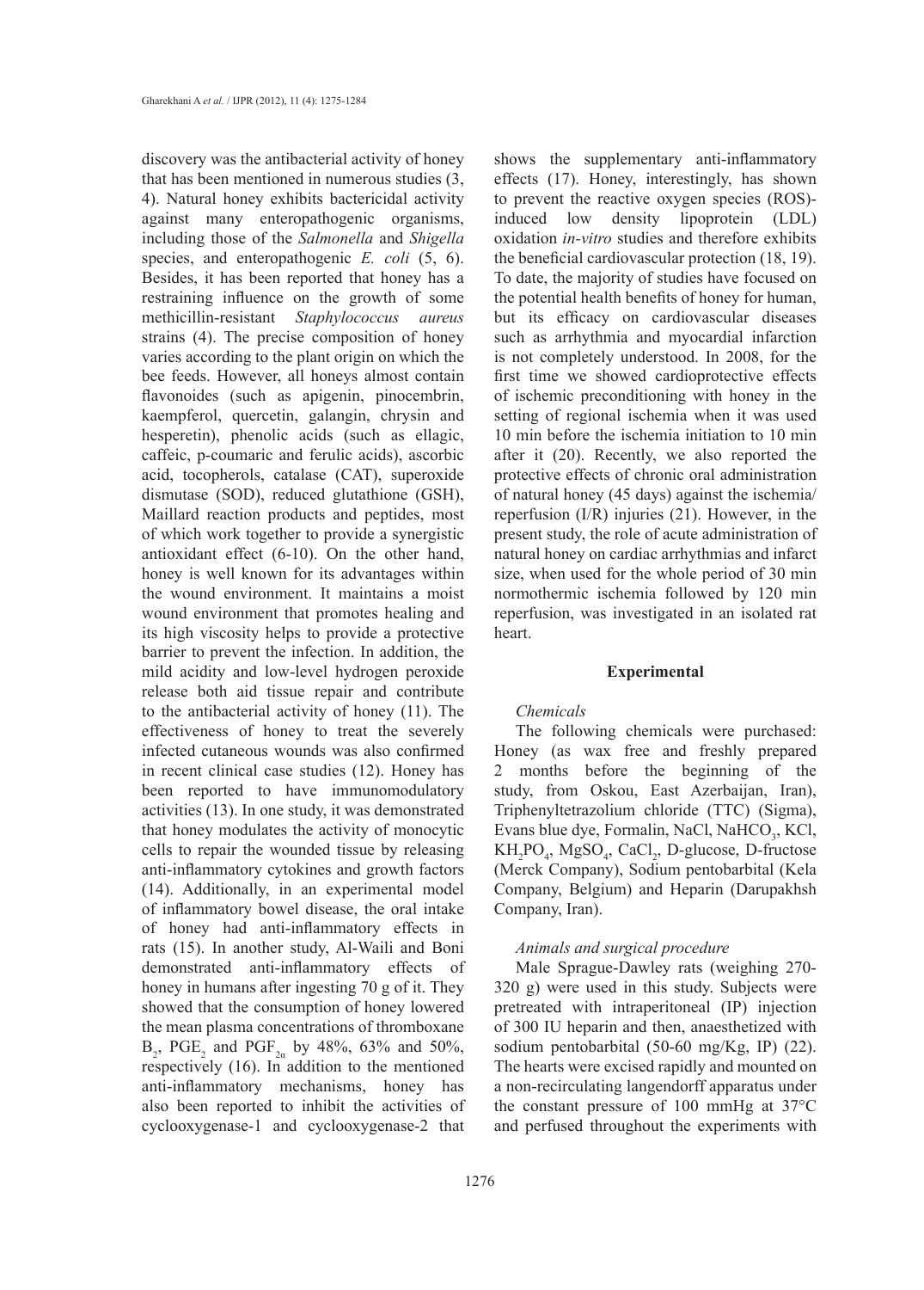discovery was the antibacterial activity of honey that has been mentioned in numerous studies (3, 4). Natural honey exhibits bactericidal activity against many enteropathogenic organisms, including those of the *Salmonella* and *Shigella* species, and enteropathogenic *E. coli* (5, 6). Besides, it has been reported that honey has a restraining influence on the growth of some methicillin-resistant *Staphylococcus aureus* strains (4). The precise composition of honey varies according to the plant origin on which the bee feeds. However, all honeys almost contain flavonoides (such as apigenin, pinocembrin, kaempferol, quercetin, galangin, chrysin and hesperetin), phenolic acids (such as ellagic, caffeic, p-coumaric and ferulic acids), ascorbic acid, tocopherols, catalase (CAT), superoxide dismutase (SOD), reduced glutathione (GSH), Maillard reaction products and peptides, most of which work together to provide a synergistic antioxidant effect (6-10). On the other hand, honey is well known for its advantages within the wound environment. It maintains a moist wound environment that promotes healing and its high viscosity helps to provide a protective barrier to prevent the infection. In addition, the mild acidity and low-level hydrogen peroxide release both aid tissue repair and contribute to the antibacterial activity of honey (11). The effectiveness of honey to treat the severely infected cutaneous wounds was also confirmed in recent clinical case studies (12). Honey has been reported to have immunomodulatory activities (13). In one study, it was demonstrated that honey modulates the activity of monocytic cells to repair the wounded tissue by releasing anti-inflammatory cytokines and growth factors (14). Additionally, in an experimental model of inflammatory bowel disease, the oral intake of honey had anti-inflammatory effects in rats (15). In another study, Al-Waili and Boni demonstrated anti-inflammatory effects of honey in humans after ingesting 70 g of it. They showed that the consumption of honey lowered the mean plasma concentrations of thromboxane $B_2$, $PGE_2$ and $PGF_{2\alpha}$ by 48%, 63% and 50%, respectively (16). In addition to the mentioned anti-inflammatory mechanisms, honey has also been reported to inhibit the activities of cyclooxygenase-1 and cyclooxygenase-2 that shows the supplementary anti-inflammatory effects (17). Honey, interestingly, has shown to prevent the reactive oxygen species (ROS)-induced low density lipoprotein (LDL) oxidation *in-vitro* studies and therefore exhibits the beneficial cardiovascular protection (18, 19). To date, the majority of studies have focused on the potential health benefits of honey for human, but its efficacy on cardiovascular diseases such as arrhythmia and myocardial infarction is not completely understood. In 2008, for the first time we showed cardioprotective effects of ischemic preconditioning with honey in the setting of regional ischemia when it was used 10 min before the ischemia initiation to 10 min after it (20). Recently, we also reported the protective effects of chronic oral administration of natural honey (45 days) against the ischemia/reperfusion (I/R) injuries (21). However, in the present study, the role of acute administration of natural honey on cardiac arrhythmias and infarct size, when used for the whole period of 30 min normothermic ischemia followed by 120 min reperfusion, was investigated in an isolated rat heart.

## Experimental

### *Chemicals*

The following chemicals were purchased: Honey (as wax free and freshly prepared 2 months before the beginning of the study, from Oskou, East Azerbaijan, Iran), Triphenyltetrazolium chloride (TTC) (Sigma), Evans blue dye, Formalin, NaCl, $NaHCO_3$, KCl, $KH_2PO_4$, $MgSO_4$, $CaCl_2$, D-glucose, D-fructose (Merck Company), Sodium pentobarbital (Kela Company, Belgium) and Heparin (Darupakhsh Company, Iran).

### *Animals and surgical procedure*

Male Sprague-Dawley rats (weighing 270-320 g) were used in this study. Subjects were pretreated with intraperitoneal (IP) injection of 300 IU heparin and then, anaesthetized with sodium pentobarbital (50-60 mg/Kg, IP) (22). The hearts were excised rapidly and mounted on a non-recirculating langendorff apparatus under the constant pressure of 100 mmHg at 37°C and perfused throughout the experiments with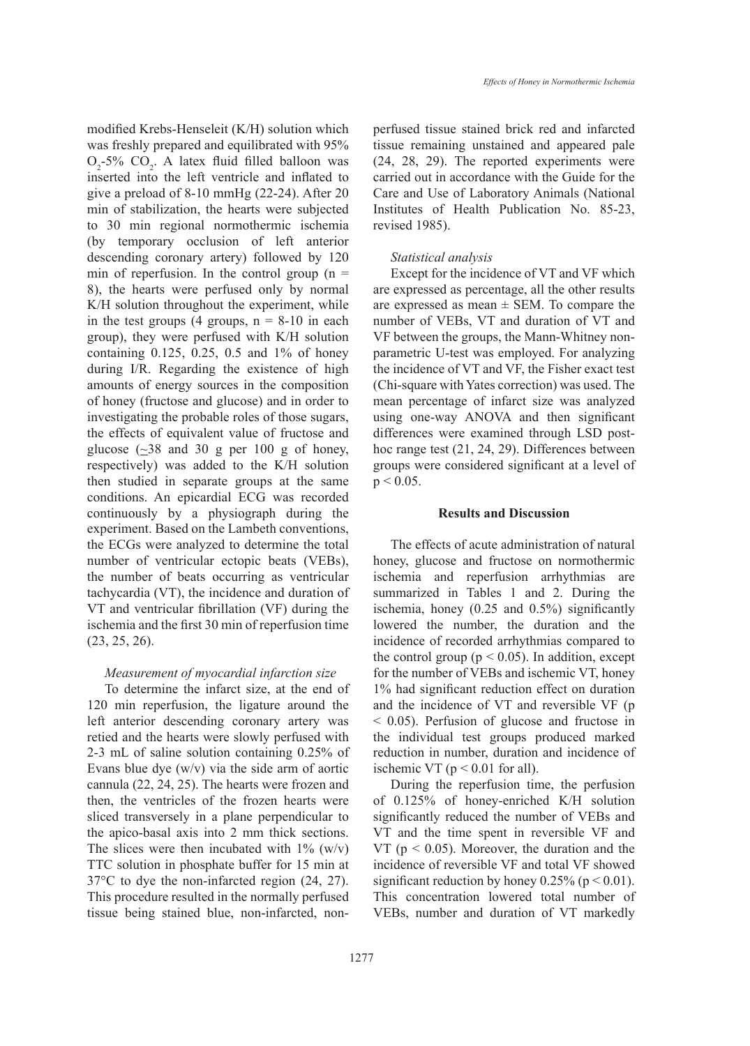modified Krebs-Henseleit (K/H) solution which was freshly prepared and equilibrated with 95% $O_2$-5% $CO_2$. A latex fluid filled balloon was inserted into the left ventricle and inflated to give a preload of 8-10 mmHg (22-24). After 20 min of stabilization, the hearts were subjected to 30 min regional normothermic ischemia (by temporary occlusion of left anterior descending coronary artery) followed by 120 min of reperfusion. In the control group (n = 8), the hearts were perfused only by normal K/H solution throughout the experiment, while in the test groups (4 groups, n = 8-10 in each group), they were perfused with K/H solution containing 0.125, 0.25, 0.5 and 1% of honey during I/R. Regarding the existence of high amounts of energy sources in the composition of honey (fructose and glucose) and in order to investigating the probable roles of those sugars, the effects of equivalent value of fructose and glucose (~38 and 30 g per 100 g of honey, respectively) was added to the K/H solution then studied in separate groups at the same conditions. An epicardial ECG was recorded continuously by a physiograph during the experiment. Based on the Lambeth conventions, the ECGs were analyzed to determine the total number of ventricular ectopic beats (VEBs), the number of beats occurring as ventricular tachycardia (VT), the incidence and duration of VT and ventricular fibrillation (VF) during the ischemia and the first 30 min of reperfusion time (23, 25, 26).

*Measurement of myocardial infarction size*

To determine the infarct size, at the end of 120 min reperfusion, the ligature around the left anterior descending coronary artery was retied and the hearts were slowly perfused with 2-3 mL of saline solution containing 0.25% of Evans blue dye (w/v) via the side arm of aortic cannula (22, 24, 25). The hearts were frozen and then, the ventricles of the frozen hearts were sliced transversely in a plane perpendicular to the apico-basal axis into 2 mm thick sections. The slices were then incubated with 1% (w/v) TTC solution in phosphate buffer for 15 min at 37°C to dye the non-infarcted region (24, 27). This procedure resulted in the normally perfused tissue being stained blue, non-infarcted, non-perfused tissue stained brick red and infarcted tissue remaining unstained and appeared pale (24, 28, 29). The reported experiments were carried out in accordance with the Guide for the Care and Use of Laboratory Animals (National Institutes of Health Publication No. 85-23, revised 1985).

*Statistical analysis*

Except for the incidence of VT and VF which are expressed as percentage, all the other results are expressed as mean ± SEM. To compare the number of VEBs, VT and duration of VT and VF between the groups, the Mann-Whitney non-parametric U-test was employed. For analyzing the incidence of VT and VF, the Fisher exact test (Chi-square with Yates correction) was used. The mean percentage of infarct size was analyzed using one-way ANOVA and then significant differences were examined through LSD post-hoc range test (21, 24, 29). Differences between groups were considered significant at a level of $p < 0.05$.

## Results and Discussion

The effects of acute administration of natural honey, glucose and fructose on normothermic ischemia and reperfusion arrhythmias are summarized in Tables 1 and 2. During the ischemia, honey (0.25 and 0.5%) significantly lowered the number, the duration and the incidence of recorded arrhythmias compared to the control group ($p < 0.05$). In addition, except for the number of VEBs and ischemic VT, honey 1% had significant reduction effect on duration and the incidence of VT and reversible VF ($p < 0.05$). Perfusion of glucose and fructose in the individual test groups produced marked reduction in number, duration and incidence of ischemic VT ($p < 0.01$ for all).

During the reperfusion time, the perfusion of 0.125% of honey-enriched K/H solution significantly reduced the number of VEBs and VT and the time spent in reversible VF and VT ($p < 0.05$). Moreover, the duration and the incidence of reversible VF and total VF showed significant reduction by honey 0.25% ($p < 0.01$). This concentration lowered total number of VEBs, number and duration of VT markedly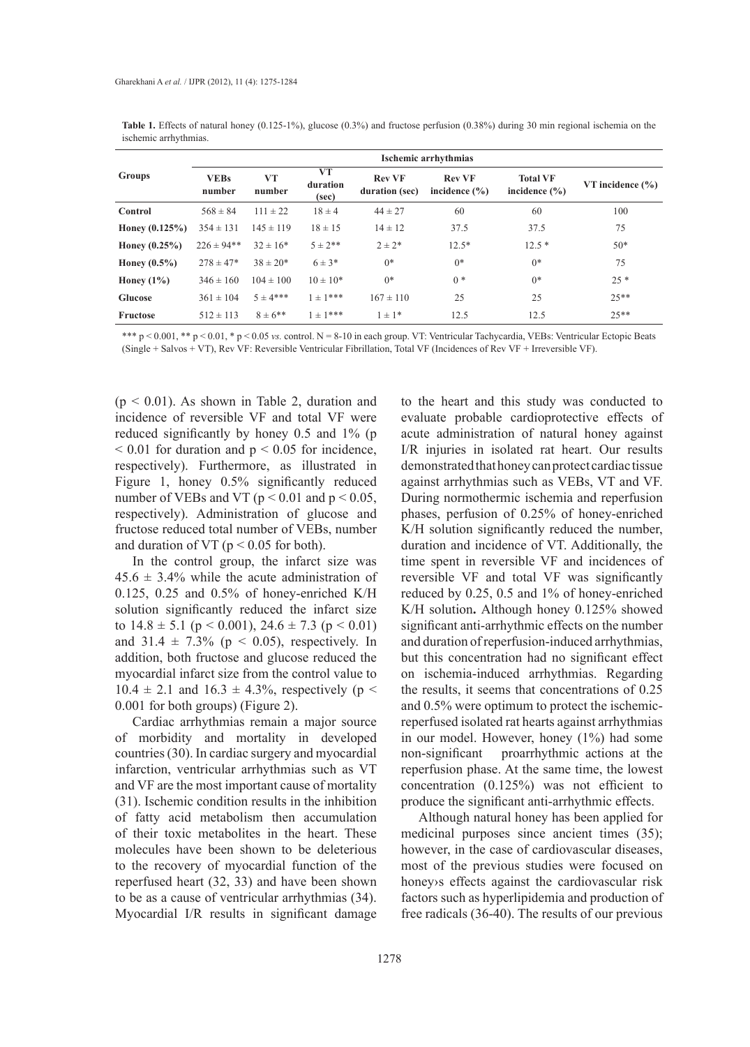**Table 1.** Effects of natural honey (0.125-1%), glucose (0.3%) and fructose perfusion (0.38%) during 30 min regional ischemia on the ischemic arrhythmias.

| Groups | Ischemic arrhythmias | | | | | | |
|---|---|---|---|---|---|---|---|
| | VEBs number | VT number | VT duration (sec) | Rev VF duration (sec) | Rev VF incidence (%) | Total VF incidence (%) | VT incidence (%) |
| Control | 568 ± 84 | 111 ± 22 | 18 ± 4 | 44 ± 27 | 60 | 60 | 100 |
| Honey (0.125%) | 354 ± 131 | 145 ± 119 | 18 ± 15 | 14 ± 12 | 37.5 | 37.5 | 75 |
| Honey (0.25%) | 226 ± 94** | 32 ± 16* | 5 ± 2** | 2 ± 2* | 12.5* | 12.5 * | 50* |
| Honey (0.5%) | 278 ± 47* | 38 ± 20* | 6 ± 3* | 0* | 0* | 0* | 75 |
| Honey (1%) | 346 ± 160 | 104 ± 100 | 10 ± 10* | 0* | 0 * | 0* | 25 * |
| Glucose | 361 ± 104 | 5 ± 4*** | 1 ± 1*** | 167 ± 110 | 25 | 25 | 25** |
| Fructose | 512 ± 113 | 8 ± 6** | 1 ± 1*** | 1 ± 1* | 12.5 | 12.5 | 25** |

*** $p < 0.001$, ** $p < 0.01$, * $p < 0.05$ *vs.* control. N = 8-10 in each group. VT: Ventricular Tachycardia, VEBs: Ventricular Ectopic Beats (Single + Salvos + VT), Rev VF: Reversible Ventricular Fibrillation, Total VF (Incidences of Rev VF + Irreversible VF).

($p < 0.01$). As shown in Table 2, duration and incidence of reversible VF and total VF were reduced significantly by honey 0.5 and 1% ($p < 0.01$ for duration and $p < 0.05$ for incidence, respectively). Furthermore, as illustrated in Figure 1, honey 0.5% significantly reduced number of VEBs and VT ($p < 0.01$ and $p < 0.05$, respectively). Administration of glucose and fructose reduced total number of VEBs, number and duration of VT ($p < 0.05$ for both).

In the control group, the infarct size was $45.6 \pm 3.4\%$ while the acute administration of 0.125, 0.25 and 0.5% of honey-enriched K/H solution significantly reduced the infarct size to $14.8 \pm 5.1$ ($p < 0.001$), $24.6 \pm 7.3$ ($p < 0.01$) and $31.4 \pm 7.3\%$ ($p < 0.05$), respectively. In addition, both fructose and glucose reduced the myocardial infarct size from the control value to $10.4 \pm 2.1$ and $16.3 \pm 4.3\%$, respectively ($p < 0.001$ for both groups) (Figure 2).

Cardiac arrhythmias remain a major source of morbidity and mortality in developed countries (30). In cardiac surgery and myocardial infarction, ventricular arrhythmias such as VT and VF are the most important cause of mortality (31). Ischemic condition results in the inhibition of fatty acid metabolism then accumulation of their toxic metabolites in the heart. These molecules have been shown to be deleterious to the recovery of myocardial function of the reperfused heart (32, 33) and have been shown to be as a cause of ventricular arrhythmias (34). Myocardial I/R results in significant damage to the heart and this study was conducted to evaluate probable cardioprotective effects of acute administration of natural honey against I/R injuries in isolated rat heart. Our results demonstrated that honey can protect cardiac tissue against arrhythmias such as VEBs, VT and VF. During normothermic ischemia and reperfusion phases, perfusion of 0.25% of honey-enriched K/H solution significantly reduced the number, duration and incidence of VT. Additionally, the time spent in reversible VF and incidences of reversible VF and total VF was significantly reduced by 0.25, 0.5 and 1% of honey-enriched K/H solution**.** Although honey 0.125% showed significant anti-arrhythmic effects on the number and duration of reperfusion-induced arrhythmias, but this concentration had no significant effect on ischemia-induced arrhythmias. Regarding the results, it seems that concentrations of 0.25 and 0.5% were optimum to protect the ischemic-reperfused isolated rat hearts against arrhythmias in our model. However, honey (1%) had some non-significant proarrhythmic actions at the reperfusion phase. At the same time, the lowest concentration (0.125%) was not efficient to produce the significant anti-arrhythmic effects.

Although natural honey has been applied for medicinal purposes since ancient times (35); however, in the case of cardiovascular diseases, most of the previous studies were focused on honey›s effects against the cardiovascular risk factors such as hyperlipidemia and production of free radicals (36-40). The results of our previous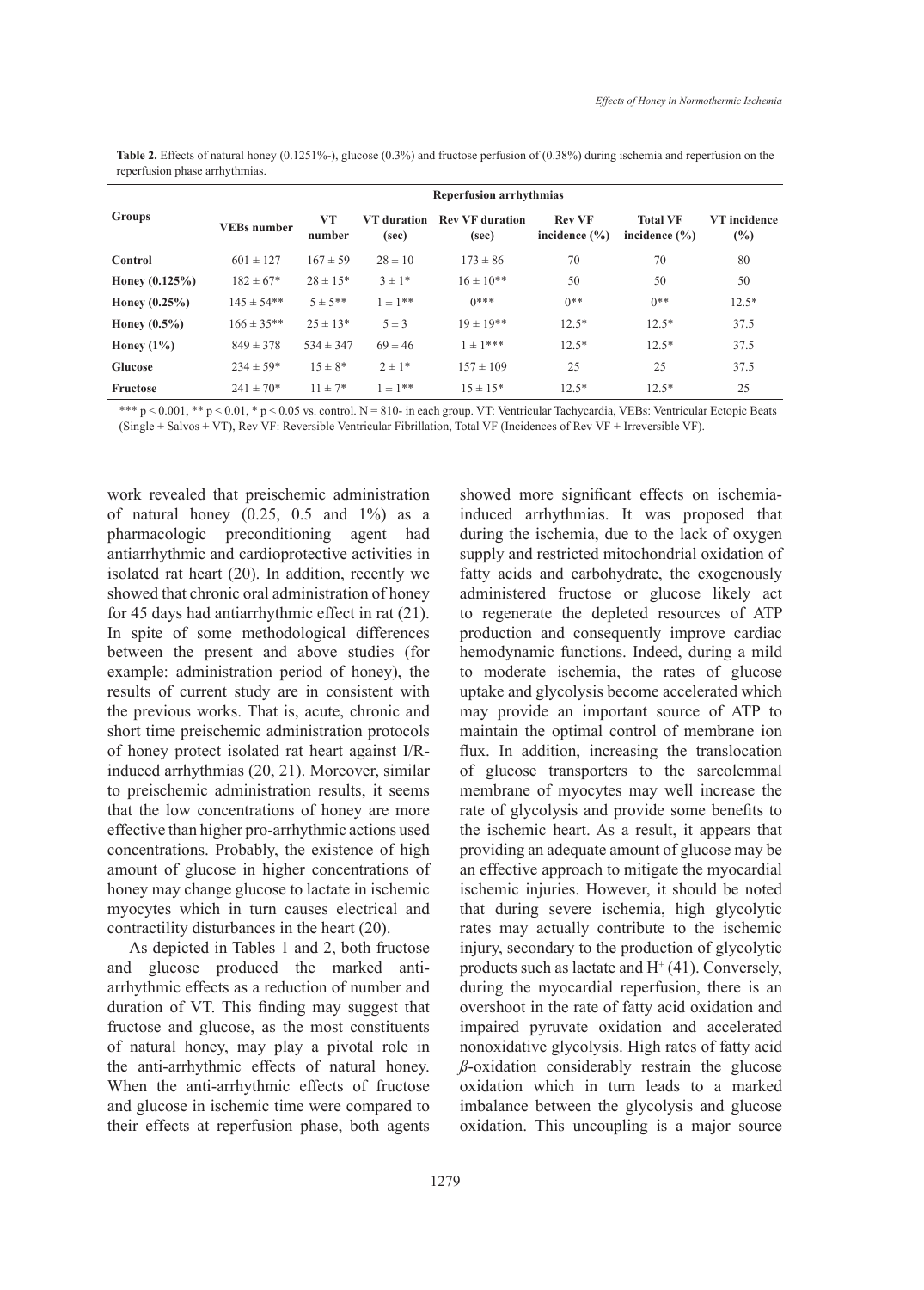**Table 2.** Effects of natural honey (0.1251%-), glucose (0.3%) and fructose perfusion of (0.38%) during ischemia and reperfusion on the reperfusion phase arrhythmias.

| Groups | Reperfusion arrhythmias | | | | | | |
|---|---|---|---|---|---|---|---|
| | VEBs number | VT number | VT duration (sec) | Rev VF duration (sec) | Rev VF incidence (%) | Total VF incidence (%) | VT incidence (%) |
| **Control** | 601 ± 127 | 167 ± 59 | 28 ± 10 | 173 ± 86 | 70 | 70 | 80 |
| **Honey (0.125%)** | 182 ± 67* | 28 ± 15* | 3 ± 1* | 16 ± 10** | 50 | 50 | 50 |
| **Honey (0.25%)** | 145 ± 54** | 5 ± 5** | 1 ± 1** | 0*** | 0** | 0** | 12.5* |
| **Honey (0.5%)** | 166 ± 35** | 25 ± 13* | 5 ± 3 | 19 ± 19** | 12.5* | 12.5* | 37.5 |
| **Honey (1%)** | 849 ± 378 | 534 ± 347 | 69 ± 46 | 1 ± 1*** | 12.5* | 12.5* | 37.5 |
| **Glucose** | 234 ± 59* | 15 ± 8* | 2 ± 1* | 157 ± 109 | 25 | 25 | 37.5 |
| **Fructose** | 241 ± 70* | 11 ± 7* | 1 ± 1** | 15 ± 15* | 12.5* | 12.5* | 25 |

*** $p < 0.001$, ** $p < 0.01$, * $p < 0.05$ vs. control. N = 810- in each group. VT: Ventricular Tachycardia, VEBs: Ventricular Ectopic Beats (Single + Salvos + VT), Rev VF: Reversible Ventricular Fibrillation, Total VF (Incidences of Rev VF + Irreversible VF).

work revealed that preischemic administration of natural honey (0.25, 0.5 and 1%) as a pharmacologic preconditioning agent had antiarrhythmic and cardioprotective activities in isolated rat heart (20). In addition, recently we showed that chronic oral administration of honey for 45 days had antiarrhythmic effect in rat (21). In spite of some methodological differences between the present and above studies (for example: administration period of honey), the results of current study are in consistent with the previous works. That is, acute, chronic and short time preischemic administration protocols of honey protect isolated rat heart against I/R-induced arrhythmias (20, 21). Moreover, similar to preischemic administration results, it seems that the low concentrations of honey are more effective than higher pro-arrhythmic actions used concentrations. Probably, the existence of high amount of glucose in higher concentrations of honey may change glucose to lactate in ischemic myocytes which in turn causes electrical and contractility disturbances in the heart (20).

As depicted in Tables 1 and 2, both fructose and glucose produced the marked anti-arrhythmic effects as a reduction of number and duration of VT. This finding may suggest that fructose and glucose, as the most constituents of natural honey, may play a pivotal role in the anti-arrhythmic effects of natural honey. When the anti-arrhythmic effects of fructose and glucose in ischemic time were compared to their effects at reperfusion phase, both agents showed more significant effects on ischemia-induced arrhythmias. It was proposed that during the ischemia, due to the lack of oxygen supply and restricted mitochondrial oxidation of fatty acids and carbohydrate, the exogenously administered fructose or glucose likely act to regenerate the depleted resources of ATP production and consequently improve cardiac hemodynamic functions. Indeed, during a mild to moderate ischemia, the rates of glucose uptake and glycolysis become accelerated which may provide an important source of ATP to maintain the optimal control of membrane ion flux. In addition, increasing the translocation of glucose transporters to the sarcolemmal membrane of myocytes may well increase the rate of glycolysis and provide some benefits to the ischemic heart. As a result, it appears that providing an adequate amount of glucose may be an effective approach to mitigate the myocardial ischemic injuries. However, it should be noted that during severe ischemia, high glycolytic rates may actually contribute to the ischemic injury, secondary to the production of glycolytic products such as lactate and $H^+$ (41). Conversely, during the myocardial reperfusion, there is an overshoot in the rate of fatty acid oxidation and impaired pyruvate oxidation and accelerated nonoxidative glycolysis. High rates of fatty acid *β*-oxidation considerably restrain the glucose oxidation which in turn leads to a marked imbalance between the glycolysis and glucose oxidation. This uncoupling is a major source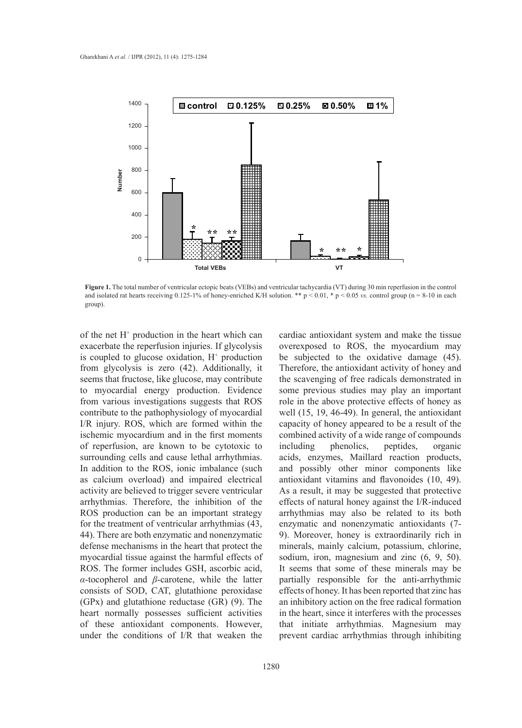**Figure 1.** The total number of ventricular ectopic beats (VEBs) and ventricular tachycardia (VT) during 30 min reperfusion in the control and isolated rat hearts receiving 0.125-1% of honey-enriched K/H solution. ** $p < 0.01$, * $p < 0.05$ *vs.* control group (n = 8-10 in each group).

of the net $H^+$ production in the heart which can exacerbate the reperfusion injuries. If glycolysis is coupled to glucose oxidation, $H^+$ production from glycolysis is zero (42). Additionally, it seems that fructose, like glucose, may contribute to myocardial energy production. Evidence from various investigations suggests that ROS contribute to the pathophysiology of myocardial I/R injury. ROS, which are formed within the ischemic myocardium and in the first moments of reperfusion, are known to be cytotoxic to surrounding cells and cause lethal arrhythmias. In addition to the ROS, ionic imbalance (such as calcium overload) and impaired electrical activity are believed to trigger severe ventricular arrhythmias. Therefore, the inhibition of the ROS production can be an important strategy for the treatment of ventricular arrhythmias (43, 44). There are both enzymatic and nonenzymatic defense mechanisms in the heart that protect the myocardial tissue against the harmful effects of ROS. The former includes GSH, ascorbic acid, $\alpha$-tocopherol and $\beta$-carotene, while the latter consists of SOD, CAT, glutathione peroxidase (GPx) and glutathione reductase (GR) (9). The heart normally possesses sufficient activities of these antioxidant components. However, under the conditions of I/R that weaken the cardiac antioxidant system and make the tissue overexposed to ROS, the myocardium may be subjected to the oxidative damage (45). Therefore, the antioxidant activity of honey and the scavenging of free radicals demonstrated in some previous studies may play an important role in the above protective effects of honey as well (15, 19, 46-49). In general, the antioxidant capacity of honey appeared to be a result of the combined activity of a wide range of compounds including phenolics, peptides, organic acids, enzymes, Maillard reaction products, and possibly other minor components like antioxidant vitamins and flavonoides (10, 49). As a result, it may be suggested that protective effects of natural honey against the I/R-induced arrhythmias may also be related to its both enzymatic and nonenzymatic antioxidants (7-9). Moreover, honey is extraordinarily rich in minerals, mainly calcium, potassium, chlorine, sodium, iron, magnesium and zinc (6, 9, 50). It seems that some of these minerals may be partially responsible for the anti-arrhythmic effects of honey. It has been reported that zinc has an inhibitory action on the free radical formation in the heart, since it interferes with the processes that initiate arrhythmias. Magnesium may prevent cardiac arrhythmias through inhibiting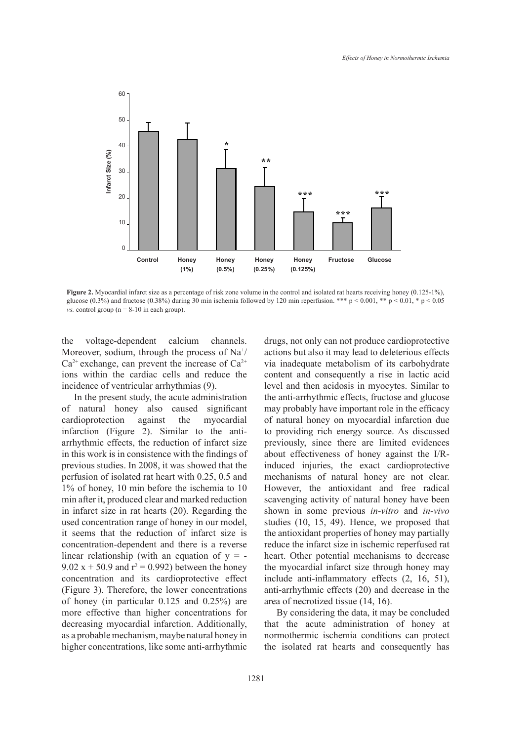**Figure 2.** Myocardial infarct size as a percentage of risk zone volume in the control and isolated rat hearts receiving honey (0.125-1%), glucose (0.3%) and fructose (0.38%) during 30 min ischemia followed by 120 min reperfusion. *** $p < 0.001$, ** $p < 0.01$, * $p < 0.05$ *vs.* control group (n = 8-10 in each group).

the voltage-dependent calcium channels. Moreover, sodium, through the process of $Na^+/Ca^{2+}$ exchange, can prevent the increase of $Ca^{2+}$ ions within the cardiac cells and reduce the incidence of ventricular arrhythmias (9).

In the present study, the acute administration of natural honey also caused significant cardioprotection against the myocardial infarction (Figure 2). Similar to the anti-arrhythmic effects, the reduction of infarct size in this work is in consistence with the findings of previous studies. In 2008, it was showed that the perfusion of isolated rat heart with 0.25, 0.5 and 1% of honey, 10 min before the ischemia to 10 min after it, produced clear and marked reduction in infarct size in rat hearts (20). Regarding the used concentration range of honey in our model, it seems that the reduction of infarct size is concentration-dependent and there is a reverse linear relationship (with an equation of $y = -9.02x + 50.9$ and $r^2 = 0.992$) between the honey concentration and its cardioprotective effect (Figure 3). Therefore, the lower concentrations of honey (in particular 0.125 and 0.25%) are more effective than higher concentrations for decreasing myocardial infarction. Additionally, as a probable mechanism, maybe natural honey in higher concentrations, like some anti-arrhythmic drugs, not only can not produce cardioprotective actions but also it may lead to deleterious effects via inadequate metabolism of its carbohydrate content and consequently a rise in lactic acid level and then acidosis in myocytes. Similar to the anti-arrhythmic effects, fructose and glucose may probably have important role in the efficacy of natural honey on myocardial infarction due to providing rich energy source. As discussed previously, since there are limited evidences about effectiveness of honey against the I/R-induced injuries, the exact cardioprotective mechanisms of natural honey are not clear. However, the antioxidant and free radical scavenging activity of natural honey have been shown in some previous *in-vitro* and *in-vivo* studies (10, 15, 49). Hence, we proposed that the antioxidant properties of honey may partially reduce the infarct size in ischemic reperfused rat heart. Other potential mechanisms to decrease the myocardial infarct size through honey may include anti-inflammatory effects (2, 16, 51), anti-arrhythmic effects (20) and decrease in the area of necrotized tissue (14, 16).

By considering the data, it may be concluded that the acute administration of honey at normothermic ischemia conditions can protect the isolated rat hearts and consequently has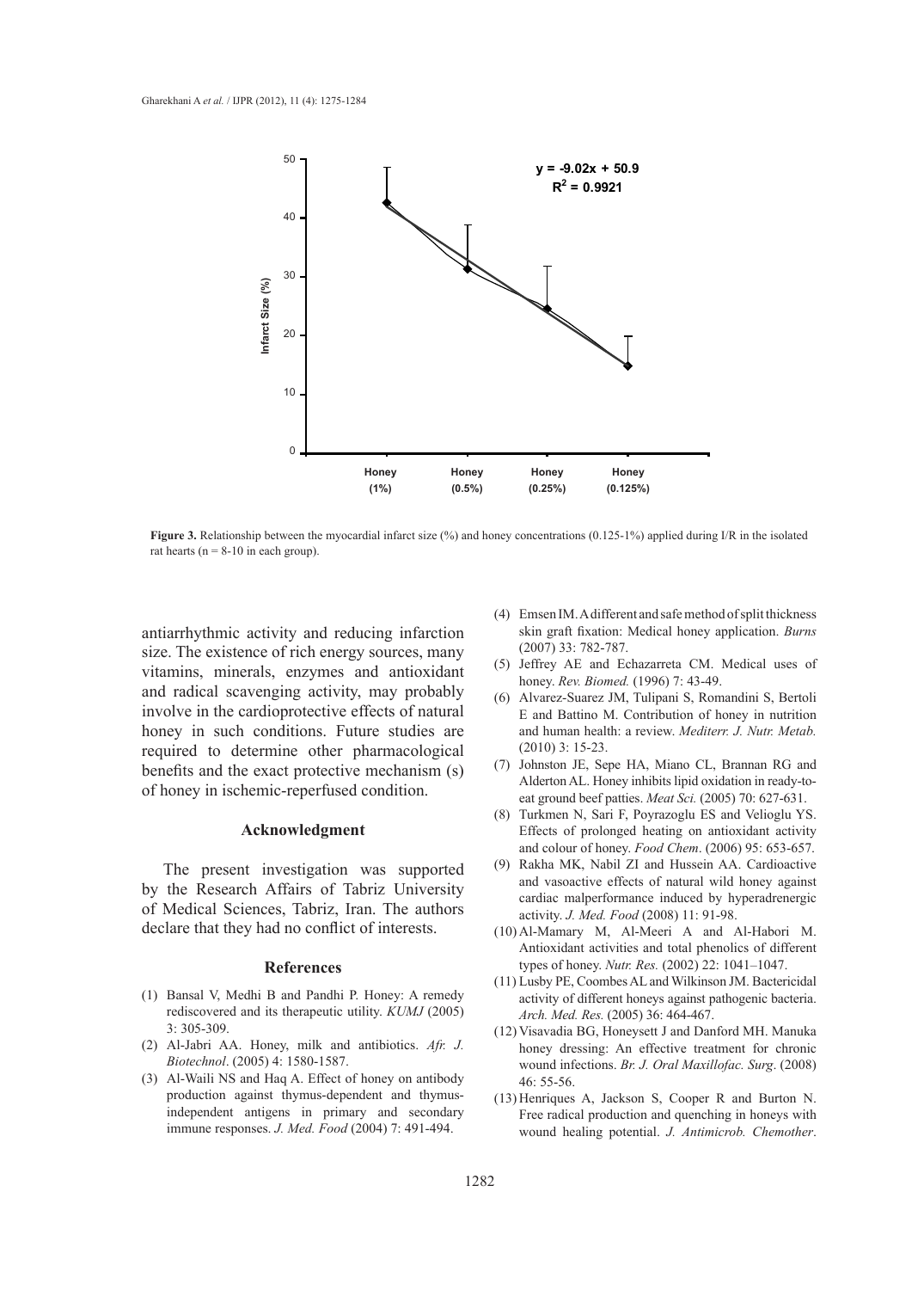**Figure 3.** Relationship between the myocardial infarct size (%) and honey concentrations (0.125-1%) applied during I/R in the isolated rat hearts (n = 8-10 in each group).

antiarrhythmic activity and reducing infarction size. The existence of rich energy sources, many vitamins, minerals, enzymes and antioxidant and radical scavenging activity, may probably involve in the cardioprotective effects of natural honey in such conditions. Future studies are required to determine other pharmacological benefits and the exact protective mechanism (s) of honey in ischemic-reperfused condition.

## Acknowledgment

The present investigation was supported by the Research Affairs of Tabriz University of Medical Sciences, Tabriz, Iran. The authors declare that they had no conflict of interests.

## References

(1) Bansal V, Medhi B and Pandhi P. Honey: A remedy rediscovered and its therapeutic utility. *KUMJ* (2005) 3: 305-309.

(2) Al-Jabri AA. Honey, milk and antibiotics. *Afr. J. Biotechnol*. (2005) 4: 1580-1587.

(3) Al-Waili NS and Haq A. Effect of honey on antibody production against thymus-dependent and thymus-independent antigens in primary and secondary immune responses. *J. Med. Food* (2004) 7: 491-494.

(4) Emsen IM. A different and safe method of split thickness skin graft fixation: Medical honey application. *Burns* (2007) 33: 782-787.

(5) Jeffrey AE and Echazarreta CM. Medical uses of honey. *Rev. Biomed.* (1996) 7: 43-49.

(6) Alvarez-Suarez JM, Tulipani S, Romandini S, Bertoli E and Battino M. Contribution of honey in nutrition and human health: a review. *Mediterr. J. Nutr. Metab.* (2010) 3: 15-23.

(7) Johnston JE, Sepe HA, Miano CL, Brannan RG and Alderton AL. Honey inhibits lipid oxidation in ready-to-eat ground beef patties. *Meat Sci.* (2005) 70: 627-631.

(8) Turkmen N, Sari F, Poyrazoglu ES and Velioglu YS. Effects of prolonged heating on antioxidant activity and colour of honey. *Food Chem*. (2006) 95: 653-657.

(9) Rakha MK, Nabil ZI and Hussein AA. Cardioactive and vasoactive effects of natural wild honey against cardiac malperformance induced by hyperadrenergic activity. *J. Med. Food* (2008) 11: 91-98.

(10) Al-Mamary M, Al-Meeri A and Al-Habori M. Antioxidant activities and total phenolics of different types of honey. *Nutr. Res.* (2002) 22: 1041–1047.

(11) Lusby PE, Coombes AL and Wilkinson JM. Bactericidal activity of different honeys against pathogenic bacteria. *Arch. Med. Res.* (2005) 36: 464-467.

(12) Visavadia BG, Honeysett J and Danford MH. Manuka honey dressing: An effective treatment for chronic wound infections. *Br. J. Oral Maxillofac. Surg*. (2008) 46: 55-56.

(13) Henriques A, Jackson S, Cooper R and Burton N. Free radical production and quenching in honeys with wound healing potential. *J. Antimicrob. Chemother*.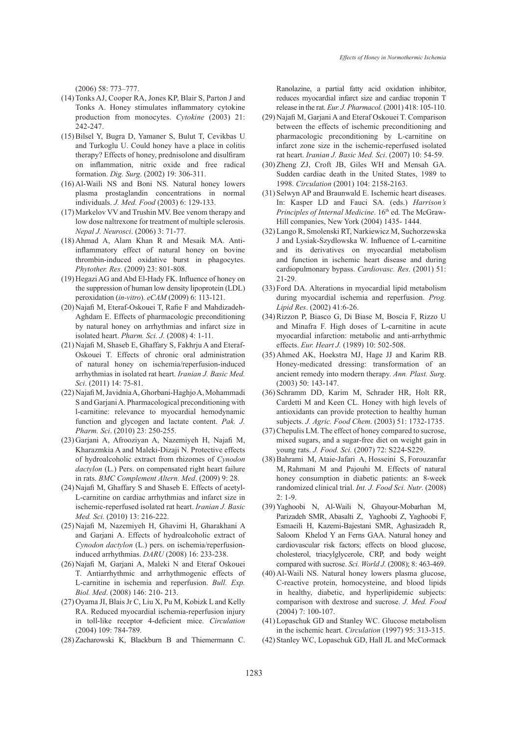(2006) 58: 773–777.

(14) Tonks AJ, Cooper RA, Jones KP, Blair S, Parton J and Tonks A. Honey stimulates inflammatory cytokine production from monocytes. *Cytokine* (2003) 21: 242-247.

(15) Bilsel Y, Bugra D, Yamaner S, Bulut T, Cevikbas U and Turkoglu U. Could honey have a place in colitis therapy? Effects of honey, prednisolone and disulfiram on inflammation, nitric oxide and free radical formation. *Dig. Surg*. (2002) 19: 306-311.

(16) Al-Waili NS and Boni NS. Natural honey lowers plasma prostaglandin concentrations in normal individuals. *J. Med. Food* (2003) 6: 129-133.

(17) Markelov VV and Trushin MV. Bee venom therapy and low dose naltrexone for treatment of multiple sclerosis. *Nepal J. Neurosci*. (2006) 3: 71-77.

(18) Ahmad A, Alam Khan R and Mesaik MA. Anti-inflammatory effect of natural honey on bovine thrombin-induced oxidative burst in phagocytes. *Phytother. Res*. (2009) 23: 801-808.

(19) Hegazi AG and Abd El-Hady FK. Influence of honey on the suppression of human low density lipoprotein (LDL) peroxidation (*in-vitro*). *eCAM* (2009) 6: 113-121.

(20) Najafi M, Eteraf-Oskouei T, Rafie F and Mahdizadeh-Aghdam E. Effects of pharmacologic preconditioning by natural honey on arrhythmias and infarct size in isolated heart. *Pharm. Sci. J.* (2008) 4: 1-11.

(21) Najafi M, Shaseb E, Ghaffary S, Fakhrju A and Eteraf-Oskouei T. Effects of chronic oral administration of natural honey on ischemia/reperfusion-induced arrhythmias in isolated rat heart. *Iranian J. Basic Med. Sci*. (2011) 14: 75-81.

(22) Najafi M, Javidnia A, Ghorbani-Haghjo A, Mohammadi S and Garjani A. Pharmacological preconditioning with l-carnitine: relevance to myocardial hemodynamic function and glycogen and lactate content. *Pak. J. Pharm. Sci*. (2010) 23: 250-255.

(23) Garjani A, Afrooziyan A, Nazemiyeh H, Najafi M, Kharazmkia A and Maleki-Dizaji N. Protective effects of hydroalcoholic extract from rhizomes of *Cynodon dactylon* (L.) Pers. on compensated right heart failure in rats. *BMC Complement Altern. Med*. (2009) 9: 28.

(24) Najafi M, Ghaffary S and Shaseb E. Effects of acetyl-L-carnitine on cardiac arrhythmias and infarct size in ischemic-reperfused isolated rat heart. *Iranian J. Basic Med. Sci.* (2010) 13: 216-222.

(25) Najafi M, Nazemiyeh H, Ghavimi H, Gharakhani A and Garjani A. Effects of hydroalcoholic extract of *Cynodon dactylon* (L.) pers. on ischemia/reperfusion-induced arrhythmias. *DARU* (2008) 16: 233-238.

(26) Najafi M, Garjani A, Maleki N and Eteraf Oskouei T. Antiarrhythmic and arrhythmogenic effects of L-carnitine in ischemia and reperfusion. *Bull. Exp. Biol. Med*. (2008) 146: 210- 213.

(27) Oyama JI, Blais Jr C, Liu X, Pu M, Kobizk L and Kelly RA. Reduced myocardial ischemia-reperfusion injury in toll-like receptor 4-deficient mice. *Circulation* (2004) 109: 784-789.

(28) Zacharowski K, Blackburn B and Thiemermann C. Ranolazine, a partial fatty acid oxidation inhibitor, reduces myocardial infarct size and cardiac troponin T release in the rat. *Eur. J. Pharmacol.* (2001) 418: 105-110.

(29) Najafi M, Garjani A and Eteraf Oskouei T. Comparison between the effects of ischemic preconditioning and pharmacologic preconditioning by L-carnitine on infarct zone size in the ischemic-reperfused isolated rat heart. *Iranian J. Basic Med. Sci*. (2007) 10: 54-59.

(30) Zheng ZJ, Croft JB, Giles WH and Mensah GA. Sudden cardiac death in the United States, 1989 to 1998. *Circulation* (2001) 104: 2158-2163.

(31) Selwyn AP and Braunwald E. Ischemic heart diseases. In: Kasper LD and Fauci SA. (eds.) *Harrison's Principles of Internal Medicine*. 16th ed. The McGraw-Hill companies, New York (2004) 1435- 1444.

(32) Lango R, Smolenski RT, Narkiewicz M, Suchorzewska J and Lysiak-Szydlowska W. Influence of L-carnitine and its derivatives on myocardial metabolism and function in ischemic heart disease and during cardiopulmonary bypass. *Cardiovasc. Res*. (2001) 51: 21-29.

(33) Ford DA. Alterations in myocardial lipid metabolism during myocardial ischemia and reperfusion. *Prog. Lipid Res*. (2002) 41:6-26.

(34) Rizzon P, Biasco G, Di Biase M, Boscia F, Rizzo U and Minafra F. High doses of L-carnitine in acute myocardial infarction: metabolic and anti-arrhythmic effects. *Eur. Heart J.* (1989) 10: 502-508.

(35) Ahmed AK, Hoekstra MJ, Hage JJ and Karim RB. Honey-medicated dressing: transformation of an ancient remedy into modern therapy. *Ann. Plast. Surg*. (2003) 50: 143-147.

(36) Schramm DD, Karim M, Schrader HR, Holt RR, Cardetti M and Keen CL. Honey with high levels of antioxidants can provide protection to healthy human subjects. *J. Agric. Food Chem*. (2003) 51: 1732-1735.

(37) Chepulis LM. The effect of honey compared to sucrose, mixed sugars, and a sugar-free diet on weight gain in young rats. *J. Food. Sci.* (2007) 72: S224-S229.

(38) Bahrami M, Ataie-Jafari A, Hosseini S, Forouzanfar M, Rahmani M and Pajouhi M. Effects of natural honey consumption in diabetic patients: an 8-week randomized clinical trial. *Int. J. Food Sci. Nutr*. (2008) 2: 1-9.

(39) Yaghoobi N, Al-Waili N, Ghayour-Mobarhan M, Parizadeh SMR, Abasalti Z, Yaghoobi Z, Yaghoobi F, Esmaeili H, Kazemi-Bajestani SMR, Aghasizadeh R, Saloom Khelod Y an Ferns GAA. Natural honey and cardiovascular risk factors; effects on blood glucose, cholesterol, triacylglycerole, CRP, and body weight compared with sucrose. *Sci. World J.* (2008); 8: 463-469.

(40) Al-Waili NS. Natural honey lowers plasma glucose, C-reactive protein, homocysteine, and blood lipids in healthy, diabetic, and hyperlipidemic subjects: comparison with dextrose and sucrose. *J. Med. Food* (2004) 7: 100-107.

(41) Lopaschuk GD and Stanley WC. Glucose metabolism in the ischemic heart. *Circulation* (1997) 95: 313-315.

(42) Stanley WC, Lopaschuk GD, Hall JL and McCormack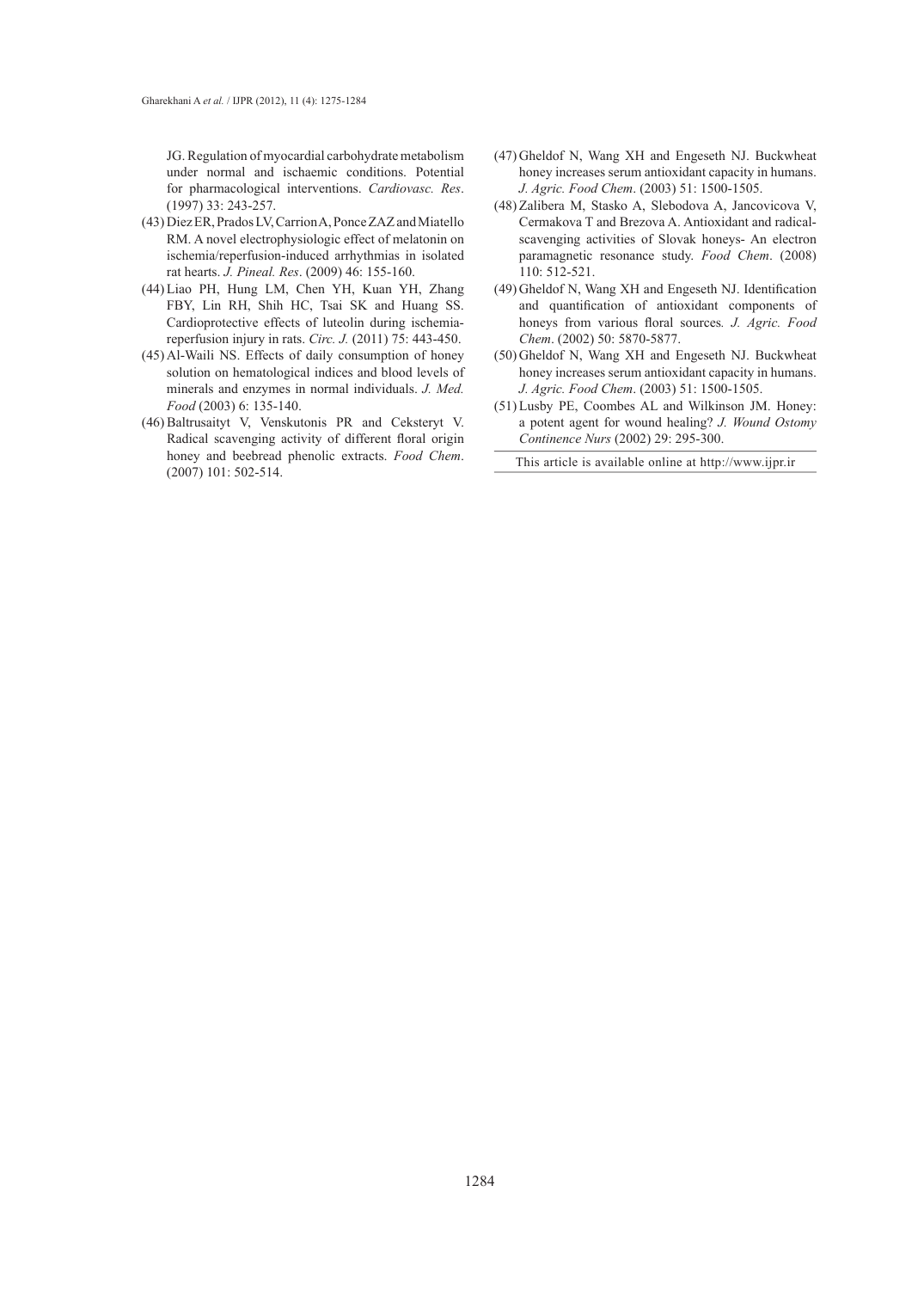JG. Regulation of myocardial carbohydrate metabolism under normal and ischaemic conditions. Potential for pharmacological interventions. *Cardiovasc. Res*. (1997) 33: 243-257.

(43) Diez ER, Prados LV, Carrion A, Ponce ZAZ and Miatello RM. A novel electrophysiologic effect of melatonin on ischemia/reperfusion-induced arrhythmias in isolated rat hearts. *J. Pineal. Res*. (2009) 46: 155-160.

(44) Liao PH, Hung LM, Chen YH, Kuan YH, Zhang FBY, Lin RH, Shih HC, Tsai SK and Huang SS. Cardioprotective effects of luteolin during ischemia-reperfusion injury in rats. *Circ. J.* (2011) 75: 443-450.

(45) Al-Waili NS. Effects of daily consumption of honey solution on hematological indices and blood levels of minerals and enzymes in normal individuals. *J. Med. Food* (2003) 6: 135-140.

(46) Baltrusaityt V, Venskutonis PR and Ceksteryt V. Radical scavenging activity of different floral origin honey and beebread phenolic extracts. *Food Chem*. (2007) 101: 502-514.

(47) Gheldof N, Wang XH and Engeseth NJ. Buckwheat honey increases serum antioxidant capacity in humans. *J. Agric. Food Chem*. (2003) 51: 1500-1505.

(48) Zalibera M, Stasko A, Slebodova A, Jancovicova V, Cermakova T and Brezova A. Antioxidant and radical-scavenging activities of Slovak honeys- An electron paramagnetic resonance study. *Food Chem*. (2008) 110: 512-521.

(49) Gheldof N, Wang XH and Engeseth NJ. Identification and quantification of antioxidant components of honeys from various floral sources*. J. Agric. Food Chem*. (2002) 50: 5870-5877.

(50) Gheldof N, Wang XH and Engeseth NJ. Buckwheat honey increases serum antioxidant capacity in humans. *J. Agric. Food Chem*. (2003) 51: 1500-1505.

(51) Lusby PE, Coombes AL and Wilkinson JM. Honey: a potent agent for wound healing? *J. Wound Ostomy Continence Nurs* (2002) 29: 295-300.

This article is available online at http://www.ijpr.ir